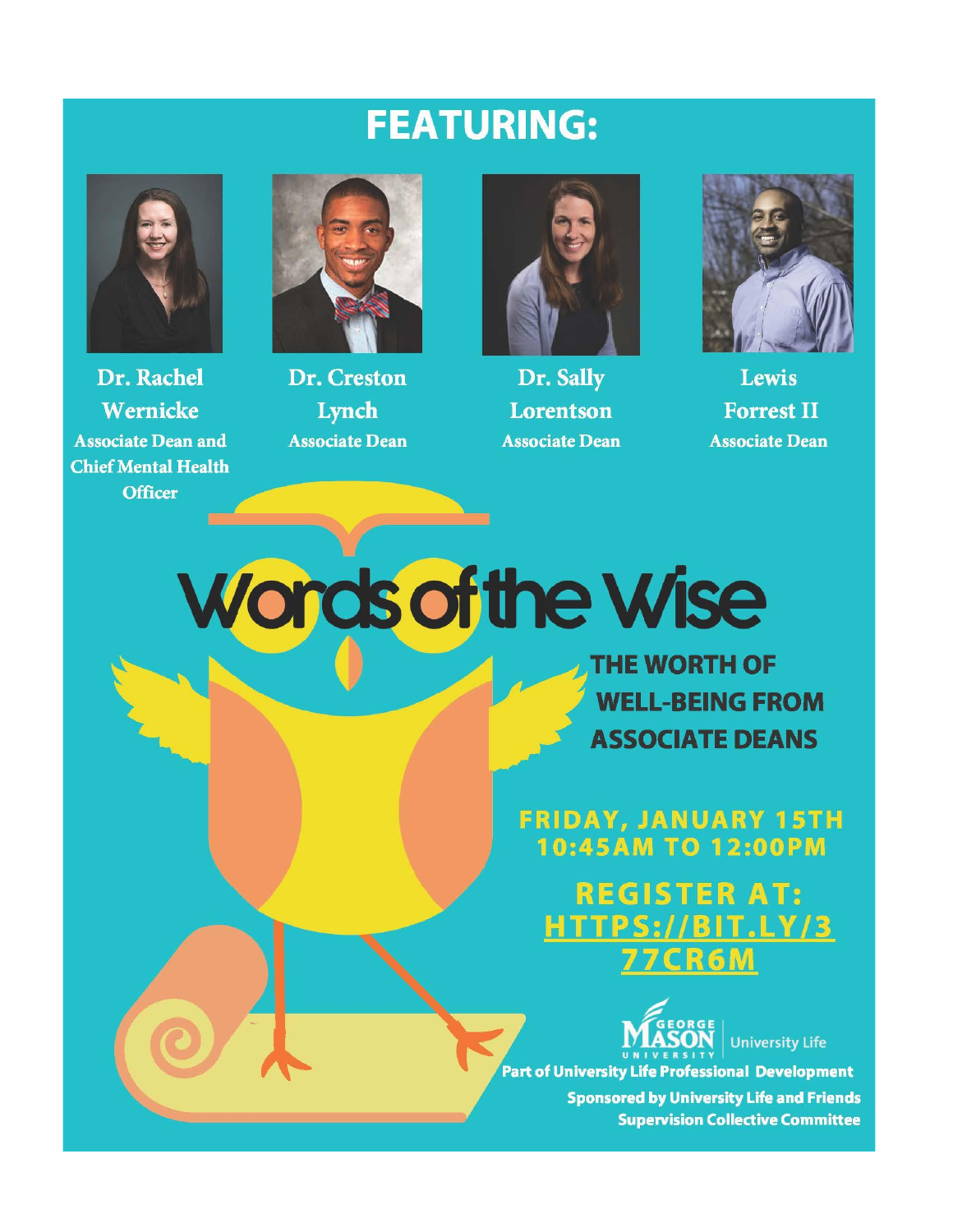# FEATURING:

**Dr. Rachel Wernicke**
Associate Dean and Chief Mental Health Officer

**Dr. Creston Lynch**
Associate Dean

**Dr. Sally Lorentson**
Associate Dean

**Lewis Forrest II**
Associate Dean

# Words of the Wise

## THE WORTH OF WELL-BEING FROM ASSOCIATE DEANS

**FRIDAY, JANUARY 15TH**
**10:45AM TO 12:00PM**

**REGISTER AT:** HTTPS://BIT.LY/377CR6M

George Mason University | University Life

Part of University Life Professional Development

Sponsored by University Life and Friends Supervision Collective Committee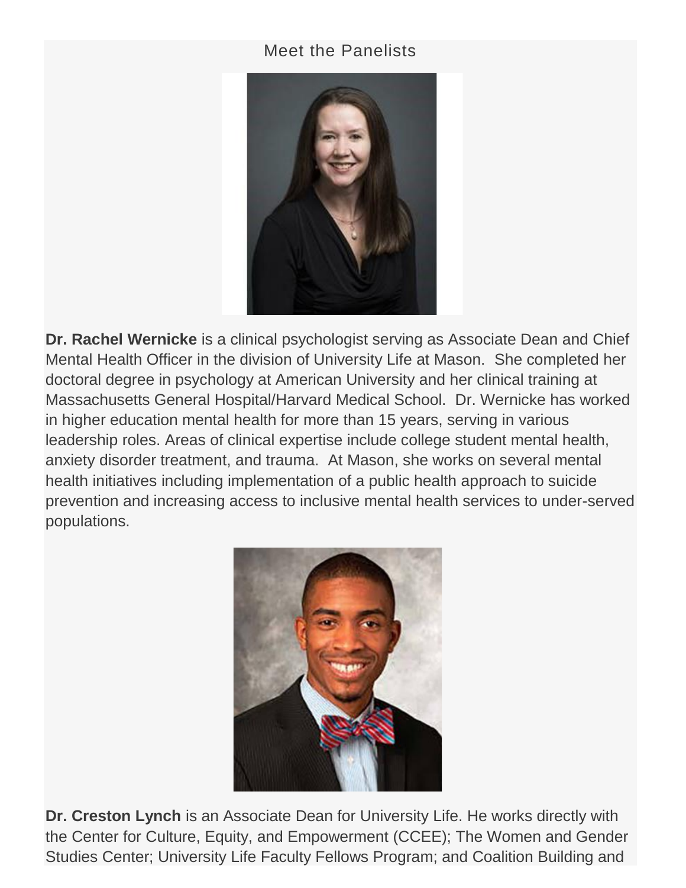## Meet the Panelists

**Dr. Rachel Wernicke** is a clinical psychologist serving as Associate Dean and Chief Mental Health Officer in the division of University Life at Mason. She completed her doctoral degree in psychology at American University and her clinical training at Massachusetts General Hospital/Harvard Medical School. Dr. Wernicke has worked in higher education mental health for more than 15 years, serving in various leadership roles. Areas of clinical expertise include college student mental health, anxiety disorder treatment, and trauma. At Mason, she works on several mental health initiatives including implementation of a public health approach to suicide prevention and increasing access to inclusive mental health services to under-served populations.

**Dr. Creston Lynch** is an Associate Dean for University Life. He works directly with the Center for Culture, Equity, and Empowerment (CCEE); The Women and Gender Studies Center; University Life Faculty Fellows Program; and Coalition Building and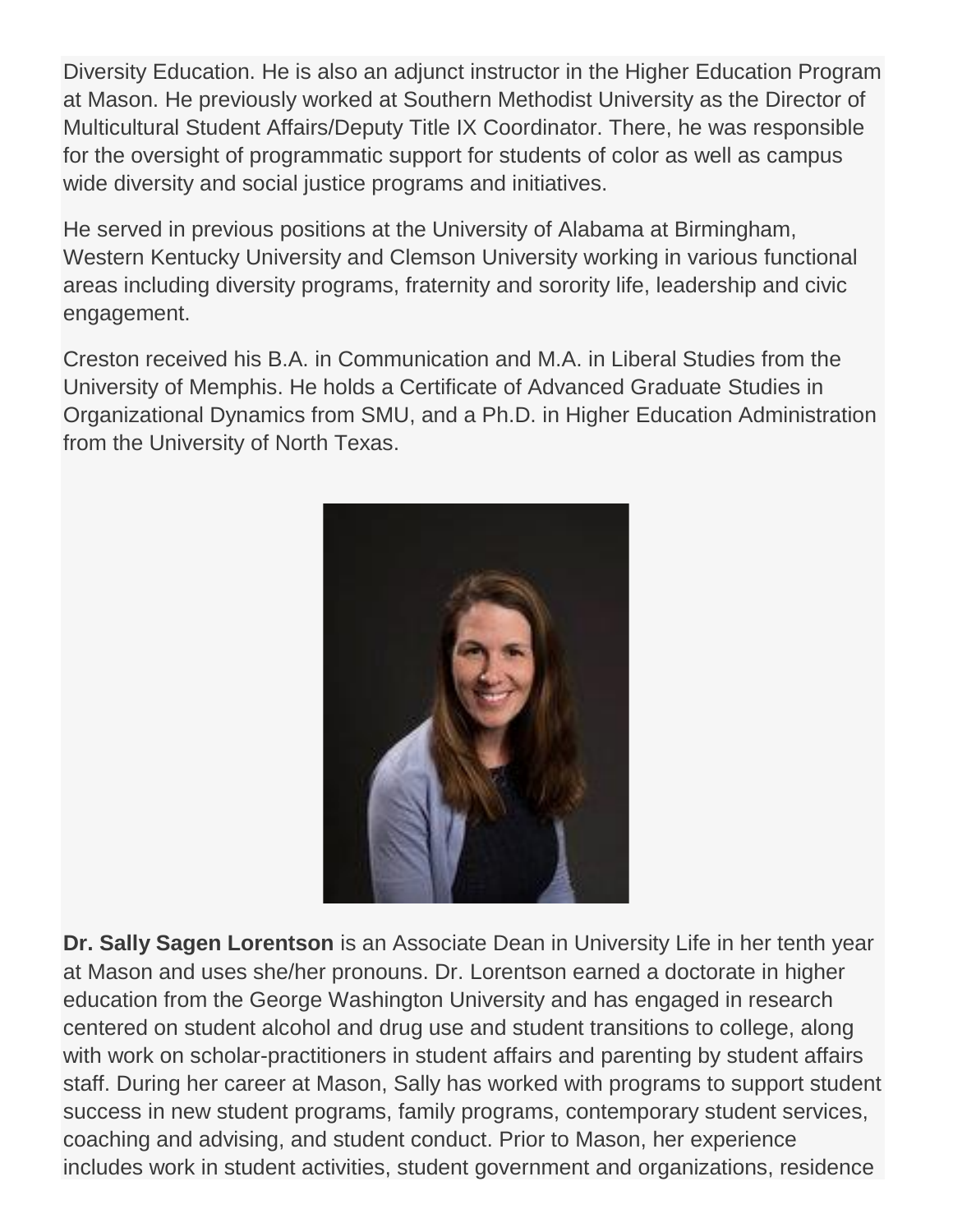Diversity Education. He is also an adjunct instructor in the Higher Education Program at Mason. He previously worked at Southern Methodist University as the Director of Multicultural Student Affairs/Deputy Title IX Coordinator. There, he was responsible for the oversight of programmatic support for students of color as well as campus wide diversity and social justice programs and initiatives.

He served in previous positions at the University of Alabama at Birmingham, Western Kentucky University and Clemson University working in various functional areas including diversity programs, fraternity and sorority life, leadership and civic engagement.

Creston received his B.A. in Communication and M.A. in Liberal Studies from the University of Memphis. He holds a Certificate of Advanced Graduate Studies in Organizational Dynamics from SMU, and a Ph.D. in Higher Education Administration from the University of North Texas.

**Dr. Sally Sagen Lorentson** is an Associate Dean in University Life in her tenth year at Mason and uses she/her pronouns. Dr. Lorentson earned a doctorate in higher education from the George Washington University and has engaged in research centered on student alcohol and drug use and student transitions to college, along with work on scholar-practitioners in student affairs and parenting by student affairs staff. During her career at Mason, Sally has worked with programs to support student success in new student programs, family programs, contemporary student services, coaching and advising, and student conduct. Prior to Mason, her experience includes work in student activities, student government and organizations, residence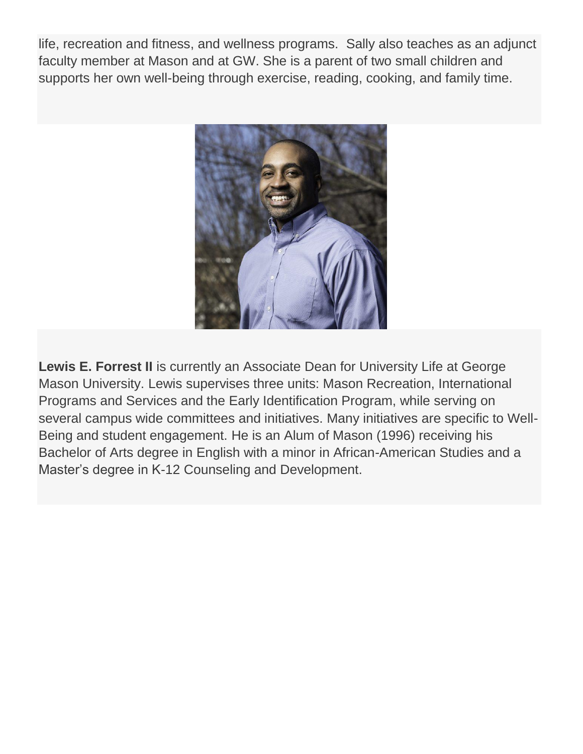life, recreation and fitness, and wellness programs. Sally also teaches as an adjunct faculty member at Mason and at GW. She is a parent of two small children and supports her own well-being through exercise, reading, cooking, and family time.

**Lewis E. Forrest II** is currently an Associate Dean for University Life at George Mason University. Lewis supervises three units: Mason Recreation, International Programs and Services and the Early Identification Program, while serving on several campus wide committees and initiatives. Many initiatives are specific to Well-Being and student engagement. He is an Alum of Mason (1996) receiving his Bachelor of Arts degree in English with a minor in African-American Studies and a Master's degree in K-12 Counseling and Development.